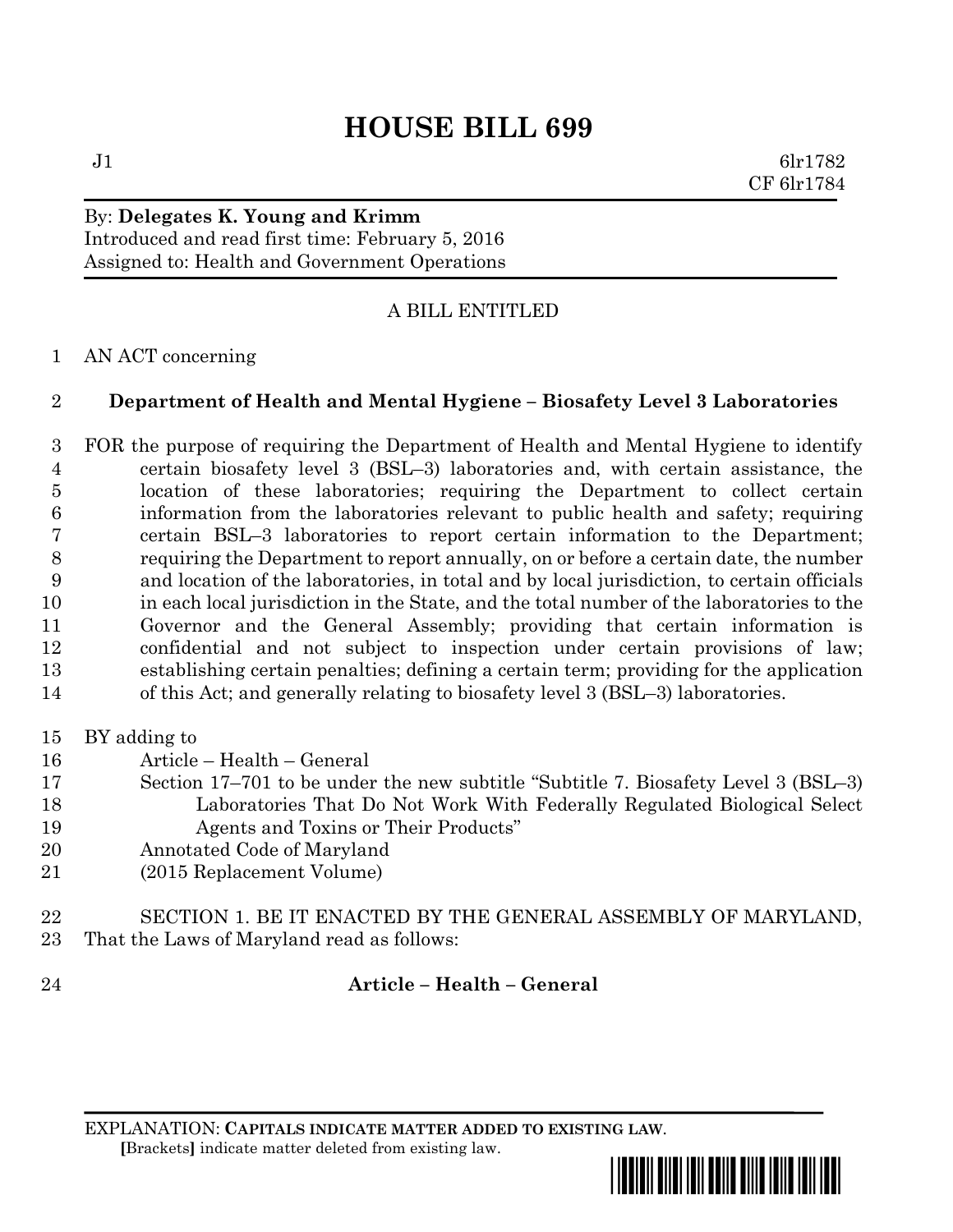# HOUSE BILL 699

J1 6lr1782
CF 6lr1784

By: **Delegates K. Young and Krimm**
Introduced and read first time: February 5, 2016
Assigned to: Health and Government Operations

A BILL ENTITLED

AN ACT concerning

**Department of Health and Mental Hygiene – Biosafety Level 3 Laboratories**

FOR the purpose of requiring the Department of Health and Mental Hygiene to identify certain biosafety level 3 (BSL–3) laboratories and, with certain assistance, the location of these laboratories; requiring the Department to collect certain information from the laboratories relevant to public health and safety; requiring certain BSL–3 laboratories to report certain information to the Department; requiring the Department to report annually, on or before a certain date, the number and location of the laboratories, in total and by local jurisdiction, to certain officials in each local jurisdiction in the State, and the total number of the laboratories to the Governor and the General Assembly; providing that certain information is confidential and not subject to inspection under certain provisions of law; establishing certain penalties; defining a certain term; providing for the application of this Act; and generally relating to biosafety level 3 (BSL–3) laboratories.

BY adding to
Article – Health – General
Section 17–701 to be under the new subtitle "Subtitle 7. Biosafety Level 3 (BSL–3) Laboratories That Do Not Work With Federally Regulated Biological Select Agents and Toxins or Their Products"
Annotated Code of Maryland
(2015 Replacement Volume)

SECTION 1. BE IT ENACTED BY THE GENERAL ASSEMBLY OF MARYLAND, That the Laws of Maryland read as follows:

**Article – Health – General**

EXPLANATION: **CAPITALS INDICATE MATTER ADDED TO EXISTING LAW.**
**[**Brackets**]** indicate matter deleted from existing law.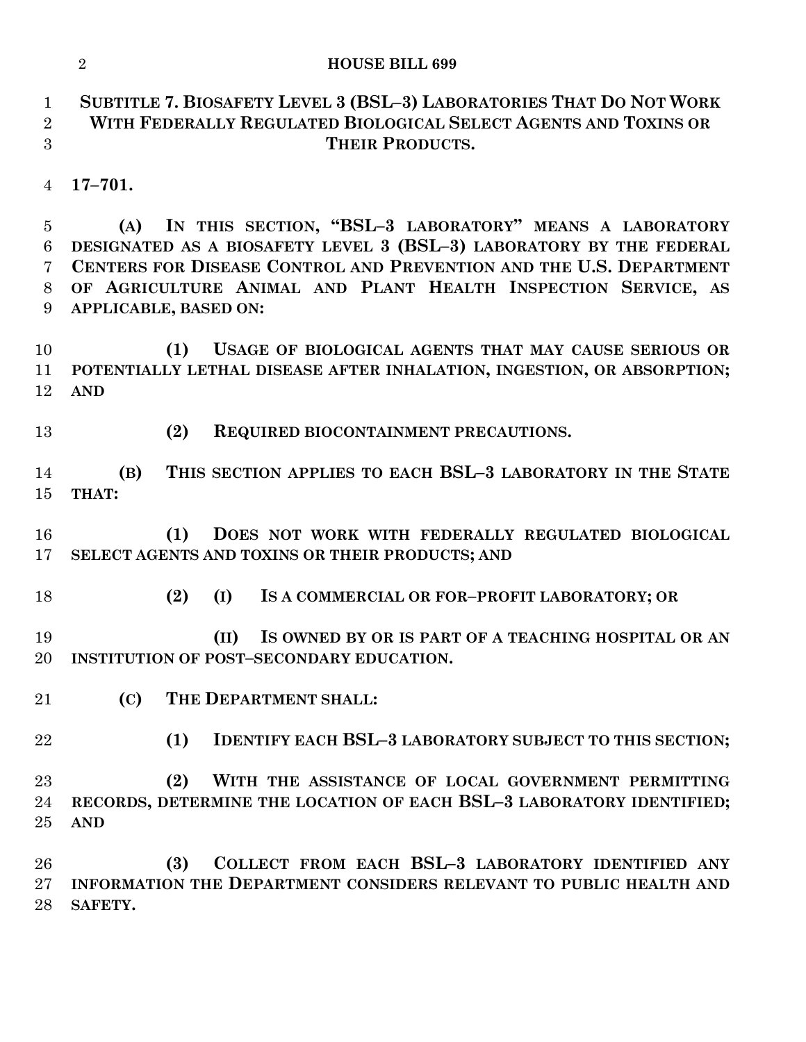**SUBTITLE 7. BIOSAFETY LEVEL 3 (BSL–3) LABORATORIES THAT DO NOT WORK WITH FEDERALLY REGULATED BIOLOGICAL SELECT AGENTS AND TOXINS OR THEIR PRODUCTS.**

**17–701.**

**(A) IN THIS SECTION, "BSL–3 LABORATORY" MEANS A LABORATORY DESIGNATED AS A BIOSAFETY LEVEL 3 (BSL–3) LABORATORY BY THE FEDERAL CENTERS FOR DISEASE CONTROL AND PREVENTION AND THE U.S. DEPARTMENT OF AGRICULTURE ANIMAL AND PLANT HEALTH INSPECTION SERVICE, AS APPLICABLE, BASED ON:**

**(1) USAGE OF BIOLOGICAL AGENTS THAT MAY CAUSE SERIOUS OR POTENTIALLY LETHAL DISEASE AFTER INHALATION, INGESTION, OR ABSORPTION; AND**

**(2) REQUIRED BIOCONTAINMENT PRECAUTIONS.**

**(B) THIS SECTION APPLIES TO EACH BSL–3 LABORATORY IN THE STATE THAT:**

**(1) DOES NOT WORK WITH FEDERALLY REGULATED BIOLOGICAL SELECT AGENTS AND TOXINS OR THEIR PRODUCTS; AND**

**(2) (I) IS A COMMERCIAL OR FOR–PROFIT LABORATORY; OR**

**(II) IS OWNED BY OR IS PART OF A TEACHING HOSPITAL OR AN INSTITUTION OF POST–SECONDARY EDUCATION.**

**(C) THE DEPARTMENT SHALL:**

**(1) IDENTIFY EACH BSL–3 LABORATORY SUBJECT TO THIS SECTION;**

**(2) WITH THE ASSISTANCE OF LOCAL GOVERNMENT PERMITTING RECORDS, DETERMINE THE LOCATION OF EACH BSL–3 LABORATORY IDENTIFIED; AND**

**(3) COLLECT FROM EACH BSL–3 LABORATORY IDENTIFIED ANY INFORMATION THE DEPARTMENT CONSIDERS RELEVANT TO PUBLIC HEALTH AND SAFETY.**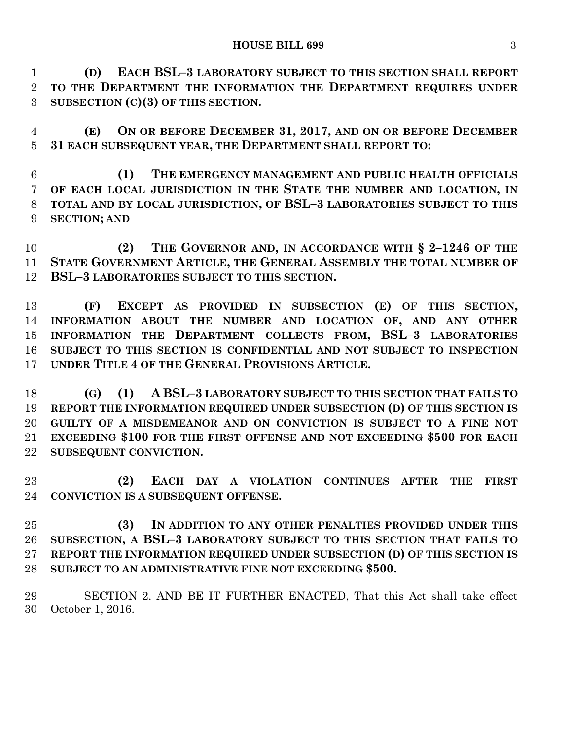**(D) EACH BSL–3 LABORATORY SUBJECT TO THIS SECTION SHALL REPORT TO THE DEPARTMENT THE INFORMATION THE DEPARTMENT REQUIRES UNDER SUBSECTION (C)(3) OF THIS SECTION.**

**(E) ON OR BEFORE DECEMBER 31, 2017, AND ON OR BEFORE DECEMBER 31 EACH SUBSEQUENT YEAR, THE DEPARTMENT SHALL REPORT TO:**

**(1) THE EMERGENCY MANAGEMENT AND PUBLIC HEALTH OFFICIALS OF EACH LOCAL JURISDICTION IN THE STATE THE NUMBER AND LOCATION, IN TOTAL AND BY LOCAL JURISDICTION, OF BSL–3 LABORATORIES SUBJECT TO THIS SECTION; AND**

**(2) THE GOVERNOR AND, IN ACCORDANCE WITH § 2–1246 OF THE STATE GOVERNMENT ARTICLE, THE GENERAL ASSEMBLY THE TOTAL NUMBER OF BSL–3 LABORATORIES SUBJECT TO THIS SECTION.**

**(F) EXCEPT AS PROVIDED IN SUBSECTION (E) OF THIS SECTION, INFORMATION ABOUT THE NUMBER AND LOCATION OF, AND ANY OTHER INFORMATION THE DEPARTMENT COLLECTS FROM, BSL–3 LABORATORIES SUBJECT TO THIS SECTION IS CONFIDENTIAL AND NOT SUBJECT TO INSPECTION UNDER TITLE 4 OF THE GENERAL PROVISIONS ARTICLE.**

**(G) (1) A BSL–3 LABORATORY SUBJECT TO THIS SECTION THAT FAILS TO REPORT THE INFORMATION REQUIRED UNDER SUBSECTION (D) OF THIS SECTION IS GUILTY OF A MISDEMEANOR AND ON CONVICTION IS SUBJECT TO A FINE NOT EXCEEDING $100 FOR THE FIRST OFFENSE AND NOT EXCEEDING $500 FOR EACH SUBSEQUENT CONVICTION.**

**(2) EACH DAY A VIOLATION CONTINUES AFTER THE FIRST CONVICTION IS A SUBSEQUENT OFFENSE.**

**(3) IN ADDITION TO ANY OTHER PENALTIES PROVIDED UNDER THIS SUBSECTION, A BSL–3 LABORATORY SUBJECT TO THIS SECTION THAT FAILS TO REPORT THE INFORMATION REQUIRED UNDER SUBSECTION (D) OF THIS SECTION IS SUBJECT TO AN ADMINISTRATIVE FINE NOT EXCEEDING $500.**

SECTION 2. AND BE IT FURTHER ENACTED, That this Act shall take effect October 1, 2016.